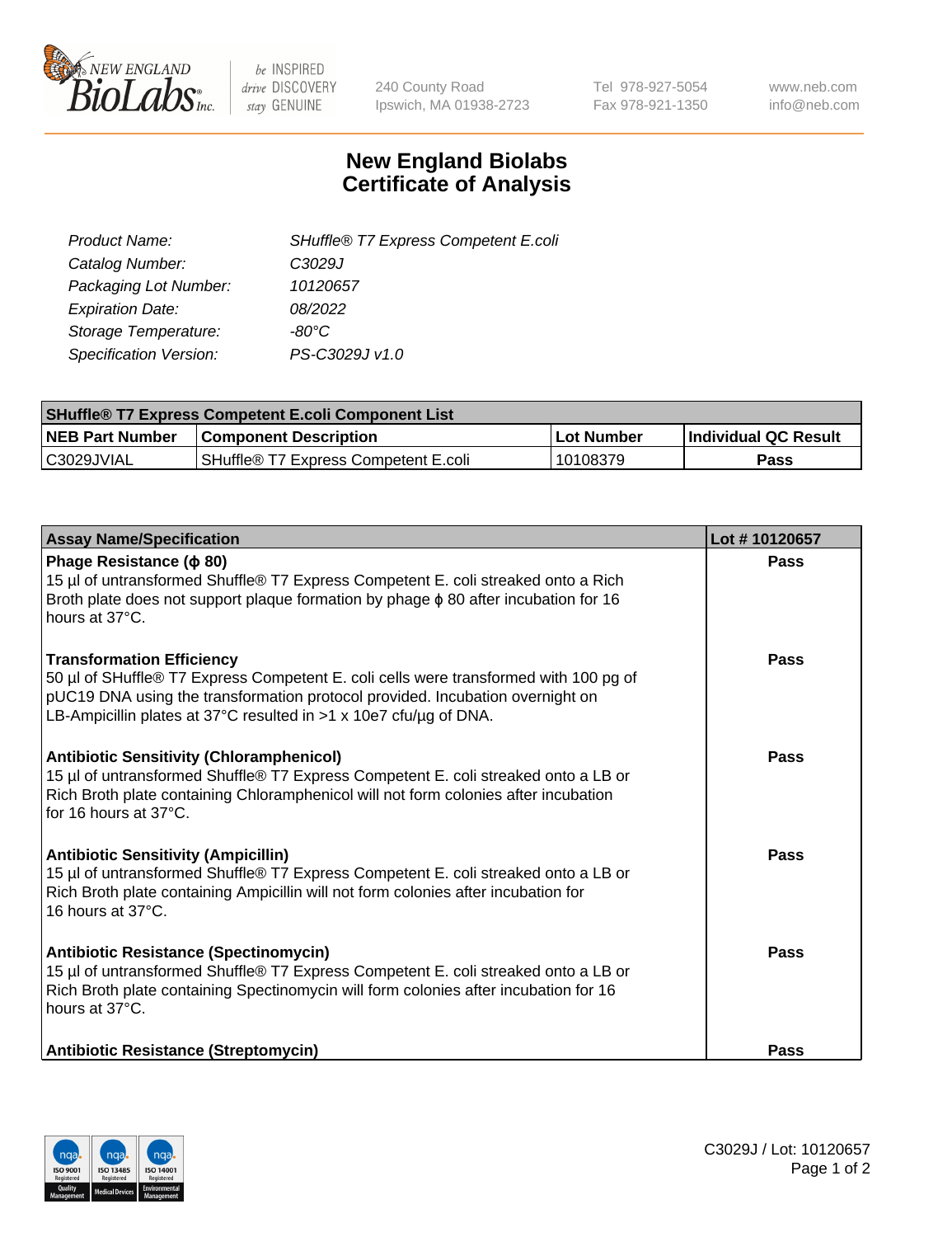New England Biolabs Inc. — be INSPIRED drive DISCOVERY stay GENUINE

240 County Road
Ipswich, MA 01938-2723

Tel 978-927-5054
Fax 978-921-1350

www.neb.com
info@neb.com

# New England Biolabs
# Certificate of Analysis

| | |
|---|---|
| *Product Name:* | *SHuffle® T7 Express Competent E.coli* |
| *Catalog Number:* | *C3029J* |
| *Packaging Lot Number:* | *10120657* |
| *Expiration Date:* | *08/2022* |
| *Storage Temperature:* | *-80°C* |
| *Specification Version:* | *PS-C3029J v1.0* |

| SHuffle® T7 Express Competent E.coli Component List | | | |
|---|---|---|---|
| **NEB Part Number** | **Component Description** | **Lot Number** | **Individual QC Result** |
| C3029JVIAL | SHuffle® T7 Express Competent E.coli | 10108379 | **Pass** |

| Assay Name/Specification | Lot # 10120657 |
|---|---|
| **Phage Resistance (ϕ 80)**<br>15 µl of untransformed Shuffle® T7 Express Competent E. coli streaked onto a Rich Broth plate does not support plaque formation by phage ϕ 80 after incubation for 16 hours at 37°C. | **Pass** |
| **Transformation Efficiency**<br>50 µl of SHuffle® T7 Express Competent E. coli cells were transformed with 100 pg of pUC19 DNA using the transformation protocol provided. Incubation overnight on LB-Ampicillin plates at 37°C resulted in >1 x 10e7 cfu/µg of DNA. | **Pass** |
| **Antibiotic Sensitivity (Chloramphenicol)**<br>15 µl of untransformed Shuffle® T7 Express Competent E. coli streaked onto a LB or Rich Broth plate containing Chloramphenicol will not form colonies after incubation for 16 hours at 37°C. | **Pass** |
| **Antibiotic Sensitivity (Ampicillin)**<br>15 µl of untransformed Shuffle® T7 Express Competent E. coli streaked onto a LB or Rich Broth plate containing Ampicillin will not form colonies after incubation for 16 hours at 37°C. | **Pass** |
| **Antibiotic Resistance (Spectinomycin)**<br>15 µl of untransformed Shuffle® T7 Express Competent E. coli streaked onto a LB or Rich Broth plate containing Spectinomycin will form colonies after incubation for 16 hours at 37°C. | **Pass** |
| **Antibiotic Resistance (Streptomycin)** | **Pass** |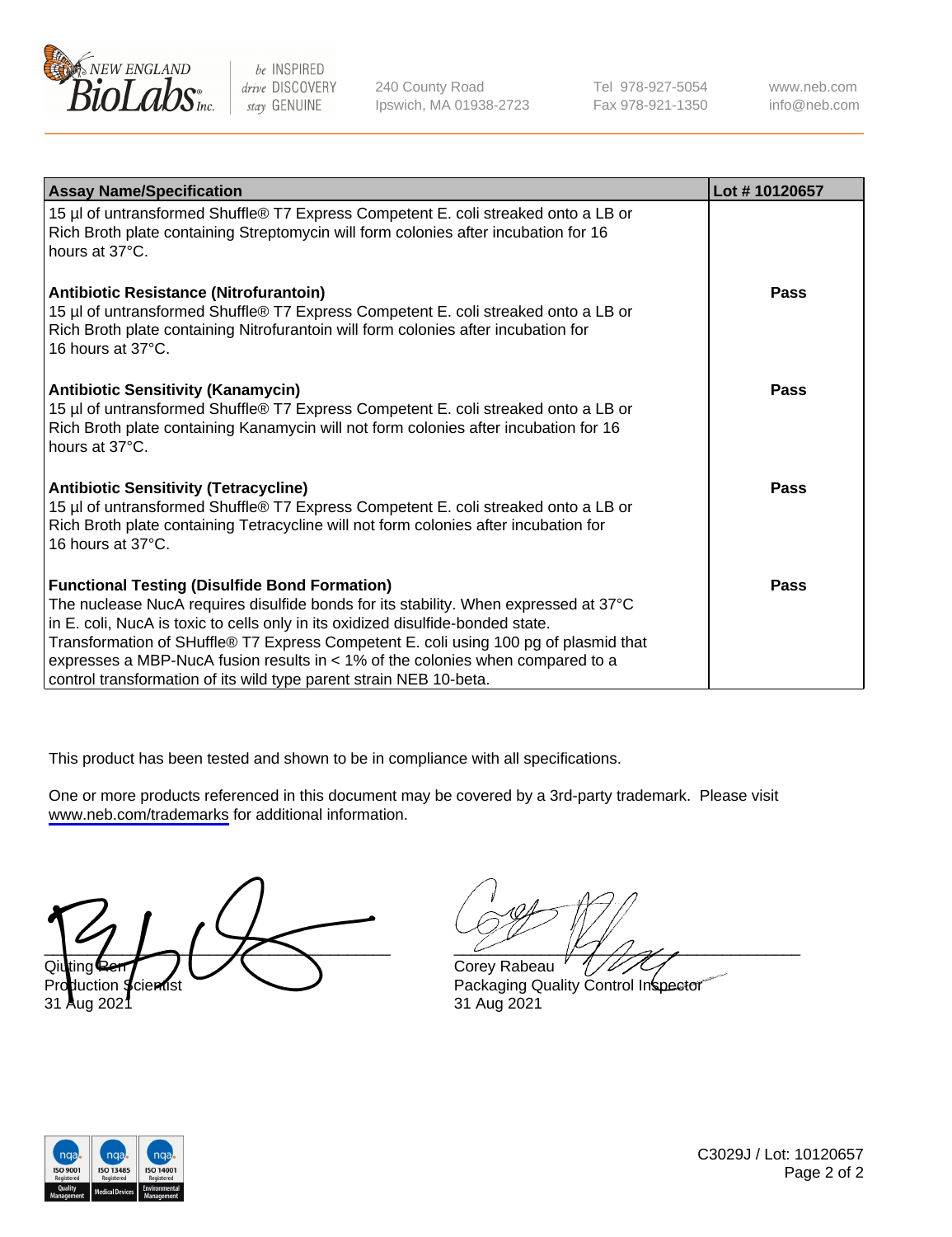NEW ENGLAND BioLabs Inc. — be INSPIRED drive DISCOVERY stay GENUINE

240 County Road
Ipswich, MA 01938-2723

Tel 978-927-5054
Fax 978-921-1350

www.neb.com
info@neb.com

| Assay Name/Specification | Lot # 10120657 |
| --- | --- |
| 15 µl of untransformed Shuffle® T7 Express Competent E. coli streaked onto a LB or Rich Broth plate containing Streptomycin will form colonies after incubation for 16 hours at 37°C. | |
| **Antibiotic Resistance (Nitrofurantoin)**<br>15 µl of untransformed Shuffle® T7 Express Competent E. coli streaked onto a LB or Rich Broth plate containing Nitrofurantoin will form colonies after incubation for 16 hours at 37°C. | **Pass** |
| **Antibiotic Sensitivity (Kanamycin)**<br>15 µl of untransformed Shuffle® T7 Express Competent E. coli streaked onto a LB or Rich Broth plate containing Kanamycin will not form colonies after incubation for 16 hours at 37°C. | **Pass** |
| **Antibiotic Sensitivity (Tetracycline)**<br>15 µl of untransformed Shuffle® T7 Express Competent E. coli streaked onto a LB or Rich Broth plate containing Tetracycline will not form colonies after incubation for 16 hours at 37°C. | **Pass** |
| **Functional Testing (Disulfide Bond Formation)**<br>The nuclease NucA requires disulfide bonds for its stability. When expressed at 37°C in E. coli, NucA is toxic to cells only in its oxidized disulfide-bonded state. Transformation of SHuffle® T7 Express Competent E. coli using 100 pg of plasmid that expresses a MBP-NucA fusion results in < 1% of the colonies when compared to a control transformation of its wild type parent strain NEB 10-beta. | **Pass** |

This product has been tested and shown to be in compliance with all specifications.

One or more products referenced in this document may be covered by a 3rd-party trademark. Please visit www.neb.com/trademarks for additional information.

Qiuting Ren
Production Scientist
31 Aug 2021

Corey Rabeau
Packaging Quality Control Inspector
31 Aug 2021

C3029J / Lot: 10120657